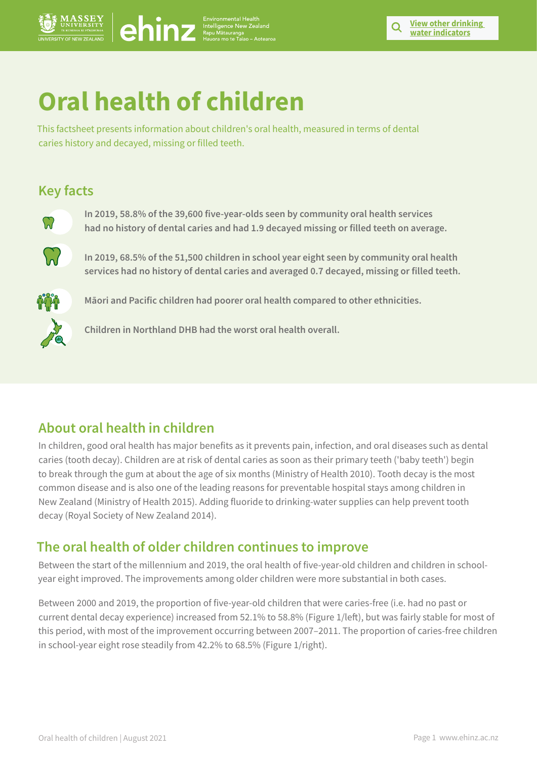# Oral health of children

This factsheet presents information about children's oral health, measured in terms of dental caries history and decayed, missing or filled teeth.

## Key facts

**In 2019, 58.8% of the 39,600 five-year-olds seen by community oral health services had no history of dental caries and had 1.9 decayed missing or filled teeth on average.**

**In 2019, 68.5% of the 51,500 children in school year eight seen by community oral health services had no history of dental caries and averaged 0.7 decayed, missing or filled teeth.**

**Māori and Pacific children had poorer oral health compared to other ethnicities.**

**Children in Northland DHB had the worst oral health overall.**

## About oral health in children

In children, good oral health has major benefits as it prevents pain, infection, and oral diseases such as dental caries (tooth decay). Children are at risk of dental caries as soon as their primary teeth ('baby teeth') begin to break through the gum at about the age of six months (Ministry of Health 2010). Tooth decay is the most common disease and is also one of the leading reasons for preventable hospital stays among children in New Zealand (Ministry of Health 2015). Adding fluoride to drinking-water supplies can help prevent tooth decay (Royal Society of New Zealand 2014).

## The oral health of older children continues to improve

Between the start of the millennium and 2019, the oral health of five-year-old children and children in school-year eight improved. The improvements among older children were more substantial in both cases.

Between 2000 and 2019, the proportion of five-year-old children that were caries-free (i.e. had no past or current dental decay experience) increased from 52.1% to 58.8% (Figure 1/left), but was fairly stable for most of this period, with most of the improvement occurring between 2007–2011. The proportion of caries-free children in school-year eight rose steadily from 42.2% to 68.5% (Figure 1/right).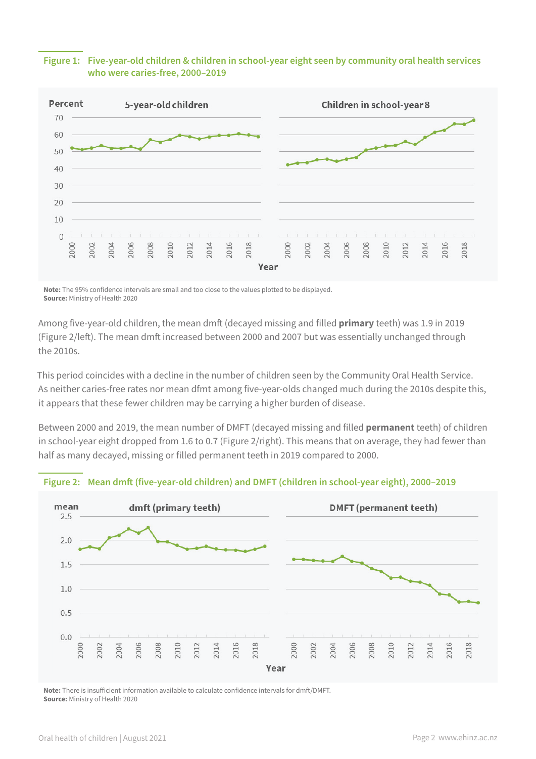**Figure 1: Five-year-old children & children in school-year eight seen by community oral health services who were caries-free, 2000–2019**

**Note:** The 95% confidence intervals are small and too close to the values plotted to be displayed.
**Source:** Ministry of Health 2020

Among five-year-old children, the mean dmft (decayed missing and filled **primary** teeth) was 1.9 in 2019 (Figure 2/left). The mean dmft increased between 2000 and 2007 but was essentially unchanged through the 2010s.

This period coincides with a decline in the number of children seen by the Community Oral Health Service. As neither caries-free rates nor mean dfmt among five-year-olds changed much during the 2010s despite this, it appears that these fewer children may be carrying a higher burden of disease.

Between 2000 and 2019, the mean number of DMFT (decayed missing and filled **permanent** teeth) of children in school-year eight dropped from 1.6 to 0.7 (Figure 2/right). This means that on average, they had fewer than half as many decayed, missing or filled permanent teeth in 2019 compared to 2000.

**Figure 2: Mean dmft (five-year-old children) and DMFT (children in school-year eight), 2000–2019**

**Note:** There is insufficient information available to calculate confidence intervals for dmft/DMFT.
**Source:** Ministry of Health 2020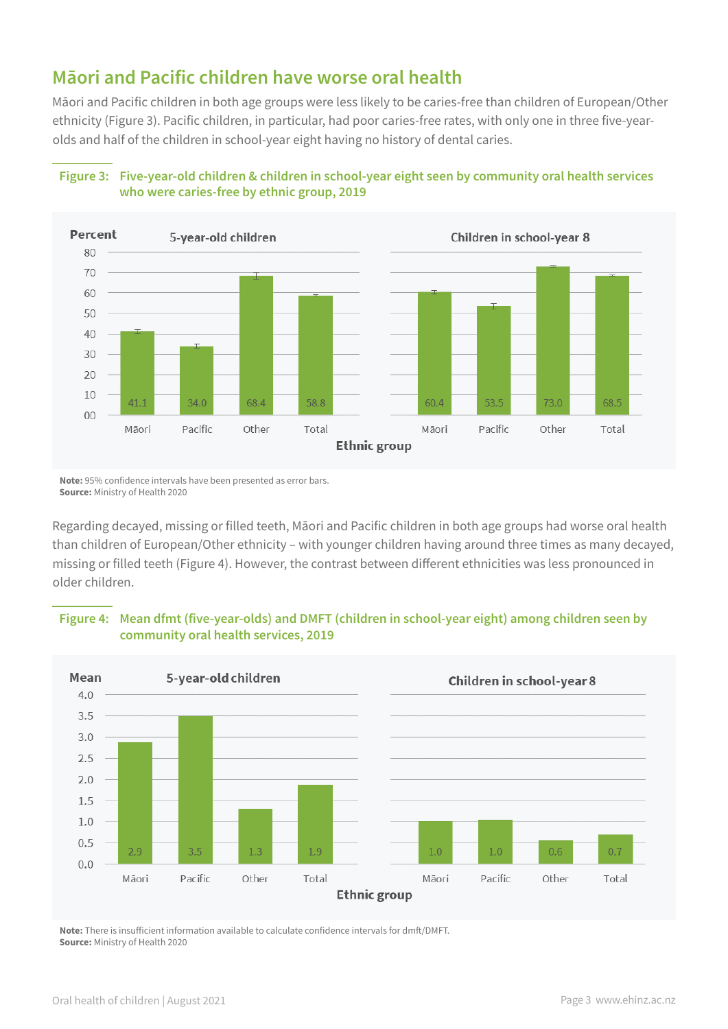## Māori and Pacific children have worse oral health

Māori and Pacific children in both age groups were less likely to be caries-free than children of European/Other ethnicity (Figure 3). Pacific children, in particular, had poor caries-free rates, with only one in three five-year-olds and half of the children in school-year eight having no history of dental caries.

**Figure 3: Five-year-old children & children in school-year eight seen by community oral health services who were caries-free by ethnic group, 2019**

| Ethnic group | 5-year-old children (Percent) | Children in school-year 8 (Percent) |
|---|---|---|
| Māori | 41.1 | 60.4 |
| Pacific | 34.0 | 53.5 |
| Other | 68.4 | 73.0 |
| Total | 58.8 | 68.5 |

**Note:** 95% confidence intervals have been presented as error bars.
**Source:** Ministry of Health 2020

Regarding decayed, missing or filled teeth, Māori and Pacific children in both age groups had worse oral health than children of European/Other ethnicity – with younger children having around three times as many decayed, missing or filled teeth (Figure 4). However, the contrast between different ethnicities was less pronounced in older children.

**Figure 4: Mean dfmt (five-year-olds) and DMFT (children in school-year eight) among children seen by community oral health services, 2019**

| Ethnic group | 5-year-old children (Mean) | Children in school-year 8 (Mean) |
|---|---|---|
| Māori | 2.9 | 1.0 |
| Pacific | 3.5 | 1.0 |
| Other | 1.3 | 0.6 |
| Total | 1.9 | 0.7 |

**Note:** There is insufficient information available to calculate confidence intervals for dmft/DMFT.
**Source:** Ministry of Health 2020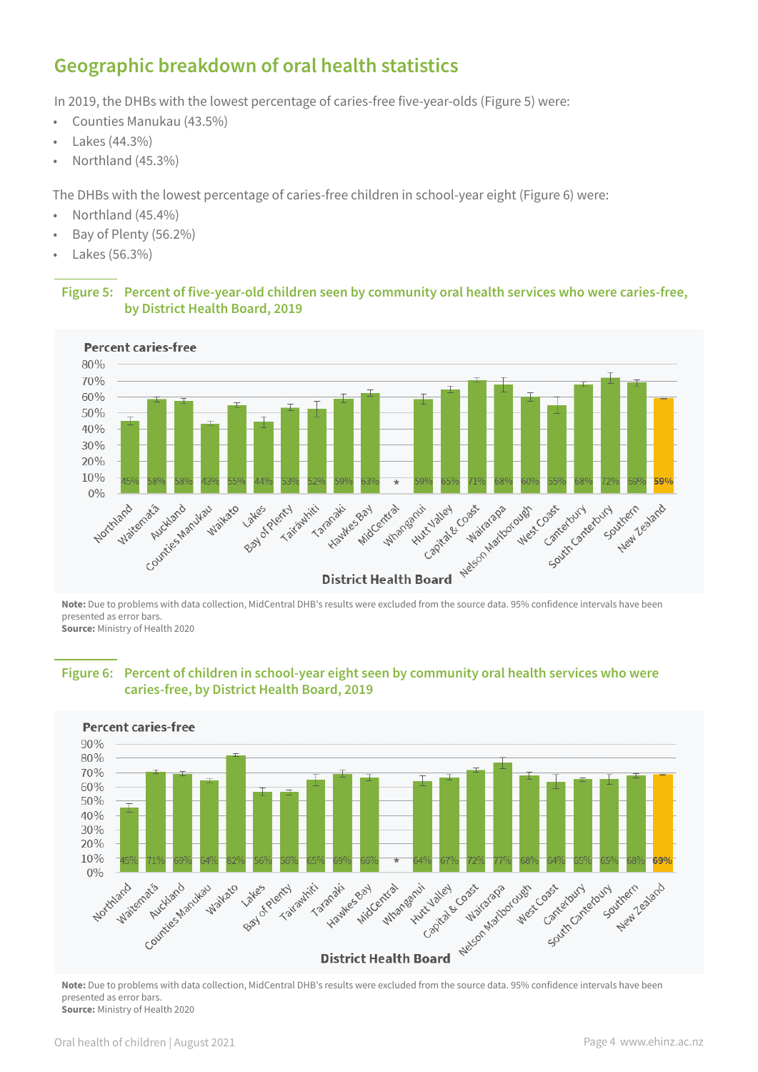## Geographic breakdown of oral health statistics

In 2019, the DHBs with the lowest percentage of caries-free five-year-olds (Figure 5) were:

- Counties Manukau (43.5%)
- Lakes (44.3%)
- Northland (45.3%)

The DHBs with the lowest percentage of caries-free children in school-year eight (Figure 6) were:

- Northland (45.4%)
- Bay of Plenty (56.2%)
- Lakes (56.3%)

**Figure 5: Percent of five-year-old children seen by community oral health services who were caries-free, by District Health Board, 2019**

Percent caries-free

| District Health Board | Percent caries-free |
|---|---|
| Northland | 45% |
| Waitematā | 58% |
| Auckland | 58% |
| Counties Manukau | 43% |
| Waikato | 55% |
| Lakes | 44% |
| Bay of Plenty | 53% |
| Tairāwhiti | 52% |
| Taranaki | 59% |
| Hawkes Bay | 63% |
| MidCentral | * |
| Whanganui | 59% |
| Hutt Valley | 65% |
| Capital & Coast | 71% |
| Wairarapa | 68% |
| Nelson Marlborough | 60% |
| West Coast | 55% |
| Canterbury | 68% |
| South Canterbury | 72% |
| Southern | 69% |
| New Zealand | 59% |

**Note:** Due to problems with data collection, MidCentral DHB's results were excluded from the source data. 95% confidence intervals have been presented as error bars.
**Source:** Ministry of Health 2020

**Figure 6: Percent of children in school-year eight seen by community oral health services who were caries-free, by District Health Board, 2019**

Percent caries-free

| District Health Board | Percent caries-free |
|---|---|
| Northland | 45% |
| Waitematā | 71% |
| Auckland | 69% |
| Counties Manukau | 64% |
| Waikato | 82% |
| Lakes | 56% |
| Bay of Plenty | 56% |
| Tairāwhiti | 65% |
| Taranaki | 69% |
| Hawkes Bay | 66% |
| MidCentral | * |
| Whanganui | 64% |
| Hutt Valley | 67% |
| Capital & Coast | 72% |
| Wairarapa | 77% |
| Nelson Marlborough | 68% |
| West Coast | 64% |
| Canterbury | 65% |
| South Canterbury | 65% |
| Southern | 68% |
| New Zealand | 69% |

**Note:** Due to problems with data collection, MidCentral DHB's results were excluded from the source data. 95% confidence intervals have been presented as error bars.
**Source:** Ministry of Health 2020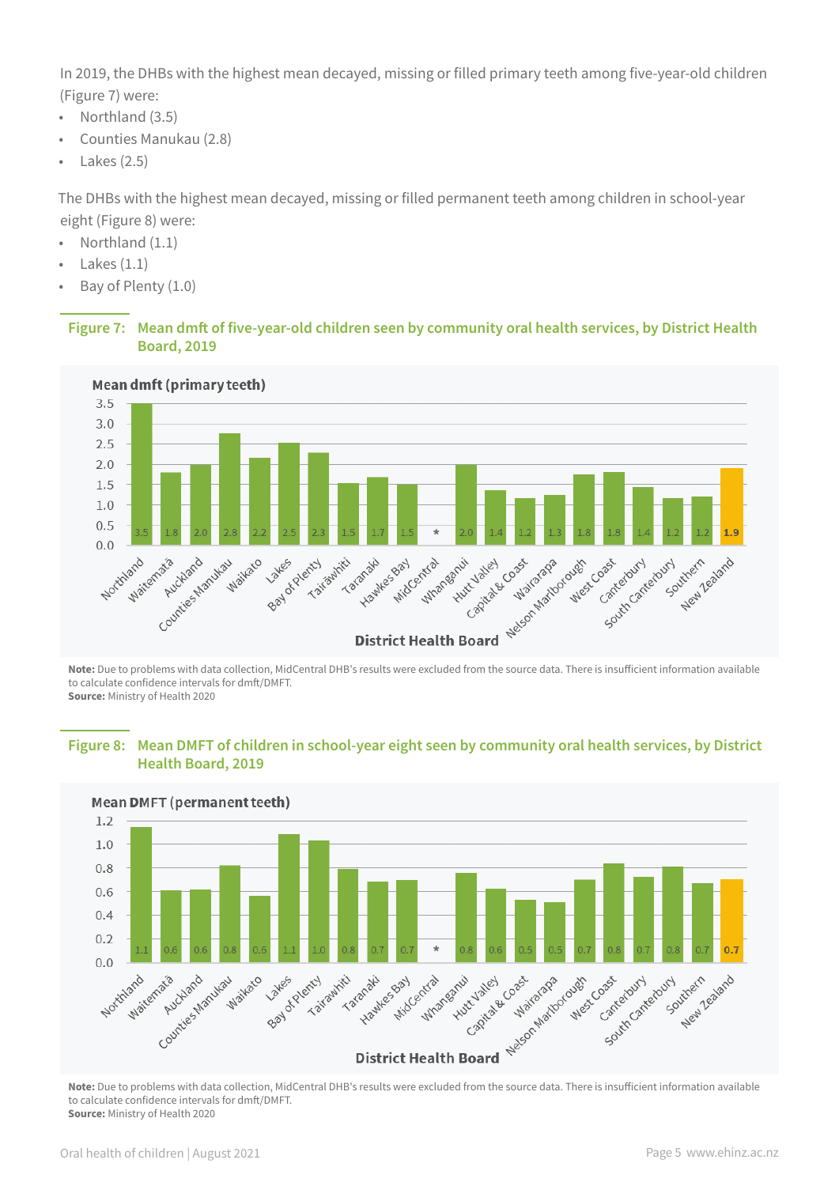In 2019, the DHBs with the highest mean decayed, missing or filled primary teeth among five-year-old children (Figure 7) were:

- Northland (3.5)
- Counties Manukau (2.8)
- Lakes (2.5)

The DHBs with the highest mean decayed, missing or filled permanent teeth among children in school-year eight (Figure 8) were:

- Northland (1.1)
- Lakes (1.1)
- Bay of Plenty (1.0)

**Figure 7: Mean dmft of five-year-old children seen by community oral health services, by District Health Board, 2019**

| District Health Board | Mean dmft (primary teeth) |
|---|---|
| Northland | 3.5 |
| Waitematā | 1.8 |
| Auckland | 2.0 |
| Counties Manukau | 2.8 |
| Waikato | 2.2 |
| Lakes | 2.5 |
| Bay of Plenty | 2.3 |
| Tairāwhiti | 1.5 |
| Taranaki | 1.7 |
| Hawkes Bay | 1.5 |
| MidCentral | * |
| Whanganui | 2.0 |
| Hutt Valley | 1.4 |
| Capital & Coast | 1.2 |
| Wairarapa | 1.3 |
| Nelson Marlborough | 1.8 |
| West Coast | 1.8 |
| Canterbury | 1.4 |
| South Canterbury | 1.2 |
| Southern | 1.2 |
| New Zealand | 1.9 |

**Note:** Due to problems with data collection, MidCentral DHB's results were excluded from the source data. There is insufficient information available to calculate confidence intervals for dmft/DMFT.
**Source:** Ministry of Health 2020

**Figure 8: Mean DMFT of children in school-year eight seen by community oral health services, by District Health Board, 2019**

| District Health Board | Mean DMFT (permanent teeth) |
|---|---|
| Northland | 1.1 |
| Waitematā | 0.6 |
| Auckland | 0.6 |
| Counties Manukau | 0.8 |
| Waikato | 0.6 |
| Lakes | 1.1 |
| Bay of Plenty | 1.0 |
| Tairāwhiti | 0.8 |
| Taranaki | 0.7 |
| Hawkes Bay | 0.7 |
| MidCentral | * |
| Whanganui | 0.8 |
| Hutt Valley | 0.6 |
| Capital & Coast | 0.5 |
| Wairarapa | 0.5 |
| Nelson Marlborough | 0.7 |
| West Coast | 0.8 |
| Canterbury | 0.7 |
| South Canterbury | 0.8 |
| Southern | 0.7 |
| New Zealand | 0.7 |

**Note:** Due to problems with data collection, MidCentral DHB's results were excluded from the source data. There is insufficient information available to calculate confidence intervals for dmft/DMFT.
**Source:** Ministry of Health 2020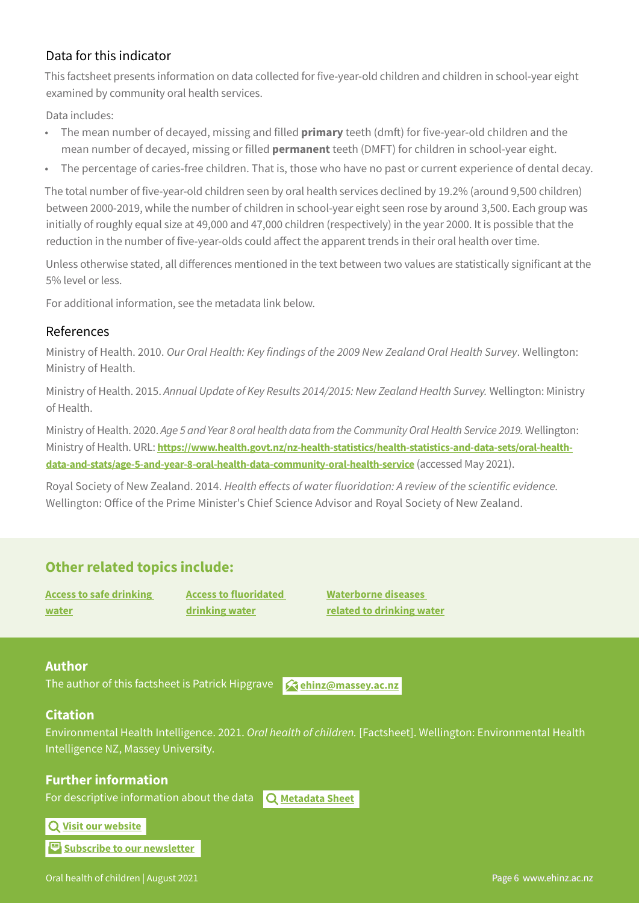## Data for this indicator

This factsheet presents information on data collected for five-year-old children and children in school-year eight examined by community oral health services.

Data includes:

- The mean number of decayed, missing and filled **primary** teeth (dmft) for five-year-old children and the mean number of decayed, missing or filled **permanent** teeth (DMFT) for children in school-year eight.
- The percentage of caries-free children. That is, those who have no past or current experience of dental decay.

The total number of five-year-old children seen by oral health services declined by 19.2% (around 9,500 children) between 2000-2019, while the number of children in school-year eight seen rose by around 3,500. Each group was initially of roughly equal size at 49,000 and 47,000 children (respectively) in the year 2000. It is possible that the reduction in the number of five-year-olds could affect the apparent trends in their oral health over time.

Unless otherwise stated, all differences mentioned in the text between two values are statistically significant at the 5% level or less.

For additional information, see the metadata link below.

## References

Ministry of Health. 2010. *Our Oral Health: Key findings of the 2009 New Zealand Oral Health Survey*. Wellington: Ministry of Health.

Ministry of Health. 2015. *Annual Update of Key Results 2014/2015: New Zealand Health Survey.* Wellington: Ministry of Health.

Ministry of Health. 2020. *Age 5 and Year 8 oral health data from the Community Oral Health Service 2019.* Wellington: Ministry of Health. URL: **https://www.health.govt.nz/nz-health-statistics/health-statistics-and-data-sets/oral-health-data-and-stats/age-5-and-year-8-oral-health-data-community-oral-health-service** (accessed May 2021).

Royal Society of New Zealand. 2014. *Health effects of water fluoridation: A review of the scientific evidence.* Wellington: Office of the Prime Minister's Chief Science Advisor and Royal Society of New Zealand.

## Other related topics include:

**Access to safe drinking water**

**Access to fluoridated drinking water**

**Waterborne diseases related to drinking water**

## Author

The author of this factsheet is Patrick Hipgrave **ehinz@massey.ac.nz**

## Citation

Environmental Health Intelligence. 2021. *Oral health of children.* [Factsheet]. Wellington: Environmental Health Intelligence NZ, Massey University.

## Further information

For descriptive information about the data **Metadata Sheet**

**Visit our website**

**Subscribe to our newsletter**